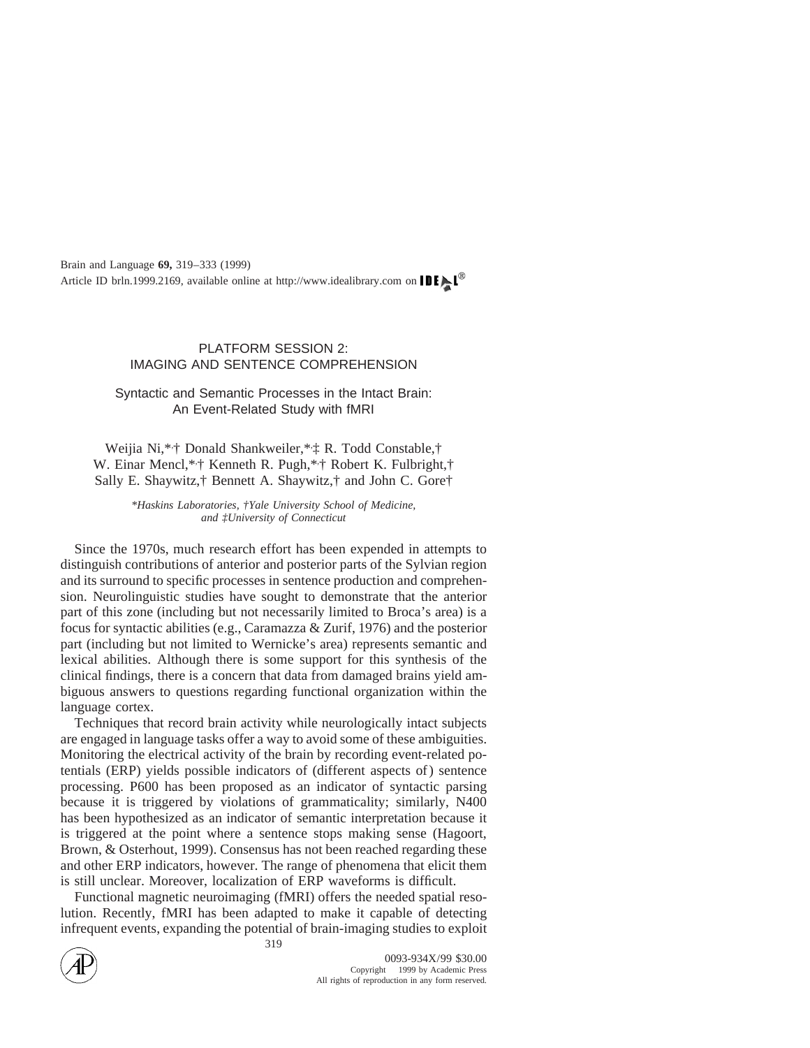Brain and Language **69,** 319–333 (1999)
Article ID brln.1999.2169, available online at http://www.idealibrary.com on IDEAL®

## PLATFORM SESSION 2: IMAGING AND SENTENCE COMPREHENSION

# Syntactic and Semantic Processes in the Intact Brain: An Event-Related Study with fMRI

Weijia Ni,*,† Donald Shankweiler,*,‡ R. Todd Constable,† W. Einar Mencl,*,† Kenneth R. Pugh,*,† Robert K. Fulbright,† Sally E. Shaywitz,† Bennett A. Shaywitz,† and John C. Gore†

*\*Haskins Laboratories, †Yale University School of Medicine, and ‡University of Connecticut*

Since the 1970s, much research effort has been expended in attempts to distinguish contributions of anterior and posterior parts of the Sylvian region and its surround to specific processes in sentence production and comprehension. Neurolinguistic studies have sought to demonstrate that the anterior part of this zone (including but not necessarily limited to Broca's area) is a focus for syntactic abilities (e.g., Caramazza & Zurif, 1976) and the posterior part (including but not limited to Wernicke's area) represents semantic and lexical abilities. Although there is some support for this synthesis of the clinical findings, there is a concern that data from damaged brains yield ambiguous answers to questions regarding functional organization within the language cortex.

Techniques that record brain activity while neurologically intact subjects are engaged in language tasks offer a way to avoid some of these ambiguities. Monitoring the electrical activity of the brain by recording event-related potentials (ERP) yields possible indicators of (different aspects of) sentence processing. P600 has been proposed as an indicator of syntactic parsing because it is triggered by violations of grammaticality; similarly, N400 has been hypothesized as an indicator of semantic interpretation because it is triggered at the point where a sentence stops making sense (Hagoort, Brown, & Osterhout, 1999). Consensus has not been reached regarding these and other ERP indicators, however. The range of phenomena that elicit them is still unclear. Moreover, localization of ERP waveforms is difficult.

Functional magnetic neuroimaging (fMRI) offers the needed spatial resolution. Recently, fMRI has been adapted to make it capable of detecting infrequent events, expanding the potential of brain-imaging studies to exploit

0093-934X/99 $30.00
Copyright © 1999 by Academic Press
All rights of reproduction in any form reserved.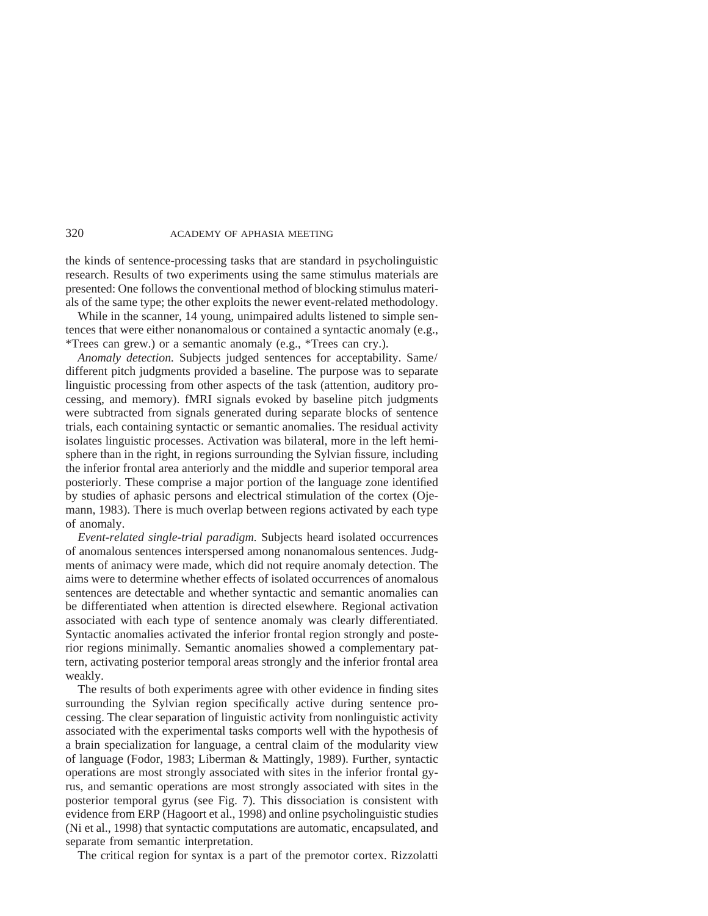the kinds of sentence-processing tasks that are standard in psycholinguistic research. Results of two experiments using the same stimulus materials are presented: One follows the conventional method of blocking stimulus materials of the same type; the other exploits the newer event-related methodology.

While in the scanner, 14 young, unimpaired adults listened to simple sentences that were either nonanomalous or contained a syntactic anomaly (e.g., *Trees can grew.) or a semantic anomaly (e.g., *Trees can cry.).

*Anomaly detection.* Subjects judged sentences for acceptability. Same/different pitch judgments provided a baseline. The purpose was to separate linguistic processing from other aspects of the task (attention, auditory processing, and memory). fMRI signals evoked by baseline pitch judgments were subtracted from signals generated during separate blocks of sentence trials, each containing syntactic or semantic anomalies. The residual activity isolates linguistic processes. Activation was bilateral, more in the left hemisphere than in the right, in regions surrounding the Sylvian fissure, including the inferior frontal area anteriorly and the middle and superior temporal area posteriorly. These comprise a major portion of the language zone identified by studies of aphasic persons and electrical stimulation of the cortex (Ojemann, 1983). There is much overlap between regions activated by each type of anomaly.

*Event-related single-trial paradigm.* Subjects heard isolated occurrences of anomalous sentences interspersed among nonanomalous sentences. Judgments of animacy were made, which did not require anomaly detection. The aims were to determine whether effects of isolated occurrences of anomalous sentences are detectable and whether syntactic and semantic anomalies can be differentiated when attention is directed elsewhere. Regional activation associated with each type of sentence anomaly was clearly differentiated. Syntactic anomalies activated the inferior frontal region strongly and posterior regions minimally. Semantic anomalies showed a complementary pattern, activating posterior temporal areas strongly and the inferior frontal area weakly.

The results of both experiments agree with other evidence in finding sites surrounding the Sylvian region specifically active during sentence processing. The clear separation of linguistic activity from nonlinguistic activity associated with the experimental tasks comports well with the hypothesis of a brain specialization for language, a central claim of the modularity view of language (Fodor, 1983; Liberman & Mattingly, 1989). Further, syntactic operations are most strongly associated with sites in the inferior frontal gyrus, and semantic operations are most strongly associated with sites in the posterior temporal gyrus (see Fig. 7). This dissociation is consistent with evidence from ERP (Hagoort et al., 1998) and online psycholinguistic studies (Ni et al., 1998) that syntactic computations are automatic, encapsulated, and separate from semantic interpretation.

The critical region for syntax is a part of the premotor cortex. Rizzolatti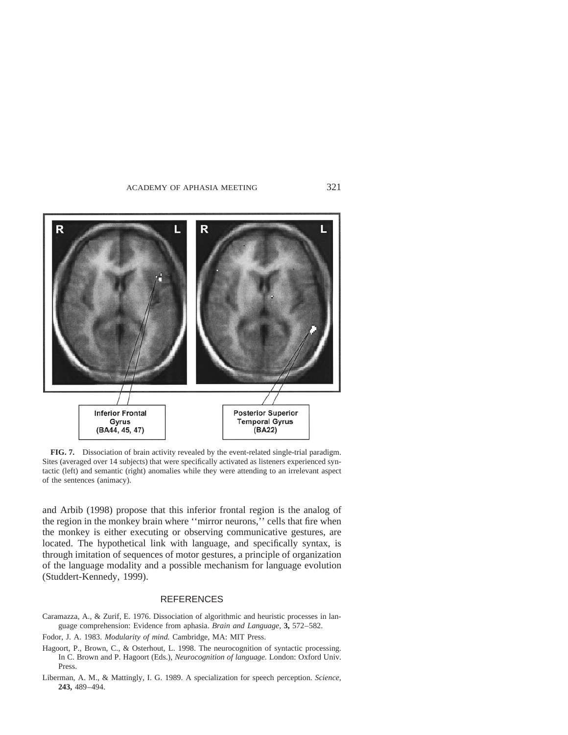**FIG. 7.** Dissociation of brain activity revealed by the event-related single-trial paradigm. Sites (averaged over 14 subjects) that were specifically activated as listeners experienced syntactic (left) and semantic (right) anomalies while they were attending to an irrelevant aspect of the sentences (animacy).

and Arbib (1998) propose that this inferior frontal region is the analog of the region in the monkey brain where ''mirror neurons,'' cells that fire when the monkey is either executing or observing communicative gestures, are located. The hypothetical link with language, and specifically syntax, is through imitation of sequences of motor gestures, a principle of organization of the language modality and a possible mechanism for language evolution (Studdert-Kennedy, 1999).

## REFERENCES

Caramazza, A., & Zurif, E. 1976. Dissociation of algorithmic and heuristic processes in language comprehension: Evidence from aphasia. *Brain and Language,* **3,** 572–582.

Fodor, J. A. 1983. *Modularity of mind.* Cambridge, MA: MIT Press.

Hagoort, P., Brown, C., & Osterhout, L. 1998. The neurocognition of syntactic processing. In C. Brown and P. Hagoort (Eds.), *Neurocognition of language.* London: Oxford Univ. Press.

Liberman, A. M., & Mattingly, I. G. 1989. A specialization for speech perception. *Science,* **243,** 489–494.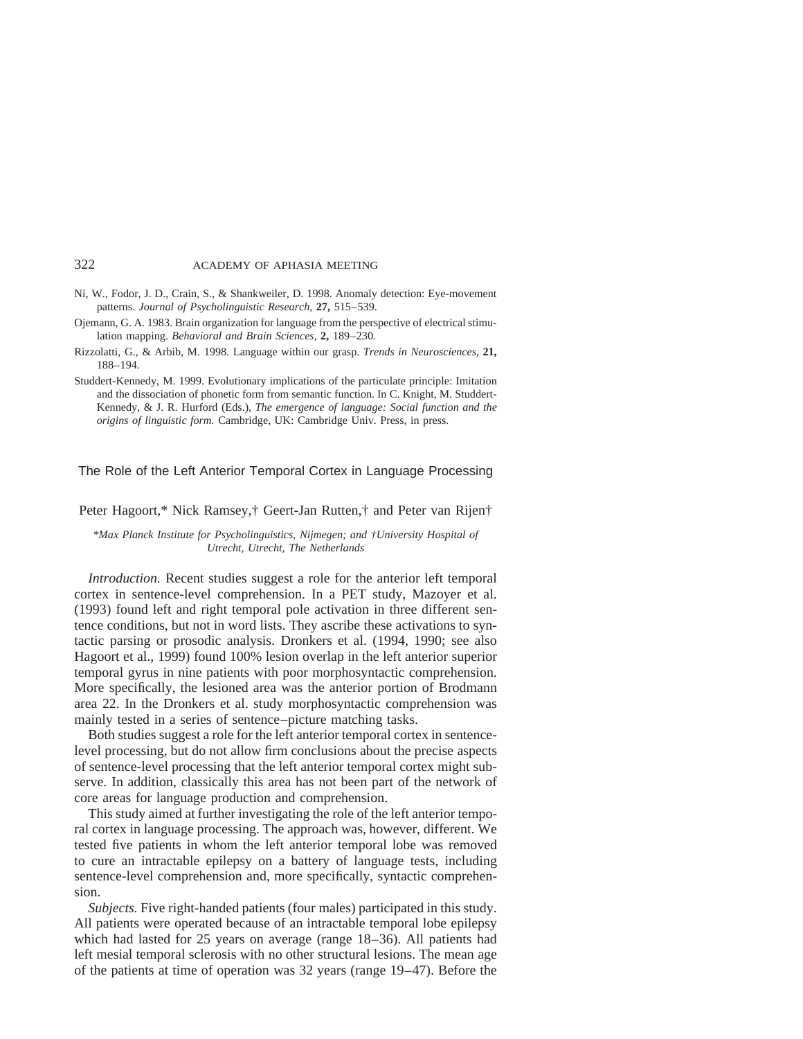Ni, W., Fodor, J. D., Crain, S., & Shankweiler, D. 1998. Anomaly detection: Eye-movement patterns. *Journal of Psycholinguistic Research,* **27,** 515–539.

Ojemann, G. A. 1983. Brain organization for language from the perspective of electrical stimulation mapping. *Behavioral and Brain Sciences,* **2,** 189–230.

Rizzolatti, G., & Arbib, M. 1998. Language within our grasp. *Trends in Neurosciences,* **21,** 188–194.

Studdert-Kennedy, M. 1999. Evolutionary implications of the particulate principle: Imitation and the dissociation of phonetic form from semantic function. In C. Knight, M. Studdert-Kennedy, & J. R. Hurford (Eds.), *The emergence of language: Social function and the origins of linguistic form.* Cambridge, UK: Cambridge Univ. Press, in press.

## The Role of the Left Anterior Temporal Cortex in Language Processing

Peter Hagoort,* Nick Ramsey,† Geert-Jan Rutten,† and Peter van Rijen†

*\*Max Planck Institute for Psycholinguistics, Nijmegen; and †University Hospital of Utrecht, Utrecht, The Netherlands*

*Introduction.* Recent studies suggest a role for the anterior left temporal cortex in sentence-level comprehension. In a PET study, Mazoyer et al. (1993) found left and right temporal pole activation in three different sentence conditions, but not in word lists. They ascribe these activations to syntactic parsing or prosodic analysis. Dronkers et al. (1994, 1990; see also Hagoort et al., 1999) found 100% lesion overlap in the left anterior superior temporal gyrus in nine patients with poor morphosyntactic comprehension. More specifically, the lesioned area was the anterior portion of Brodmann area 22. In the Dronkers et al. study morphosyntactic comprehension was mainly tested in a series of sentence–picture matching tasks.

Both studies suggest a role for the left anterior temporal cortex in sentence-level processing, but do not allow firm conclusions about the precise aspects of sentence-level processing that the left anterior temporal cortex might subserve. In addition, classically this area has not been part of the network of core areas for language production and comprehension.

This study aimed at further investigating the role of the left anterior temporal cortex in language processing. The approach was, however, different. We tested five patients in whom the left anterior temporal lobe was removed to cure an intractable epilepsy on a battery of language tests, including sentence-level comprehension and, more specifically, syntactic comprehension.

*Subjects.* Five right-handed patients (four males) participated in this study. All patients were operated because of an intractable temporal lobe epilepsy which had lasted for 25 years on average (range 18–36). All patients had left mesial temporal sclerosis with no other structural lesions. The mean age of the patients at time of operation was 32 years (range 19–47). Before the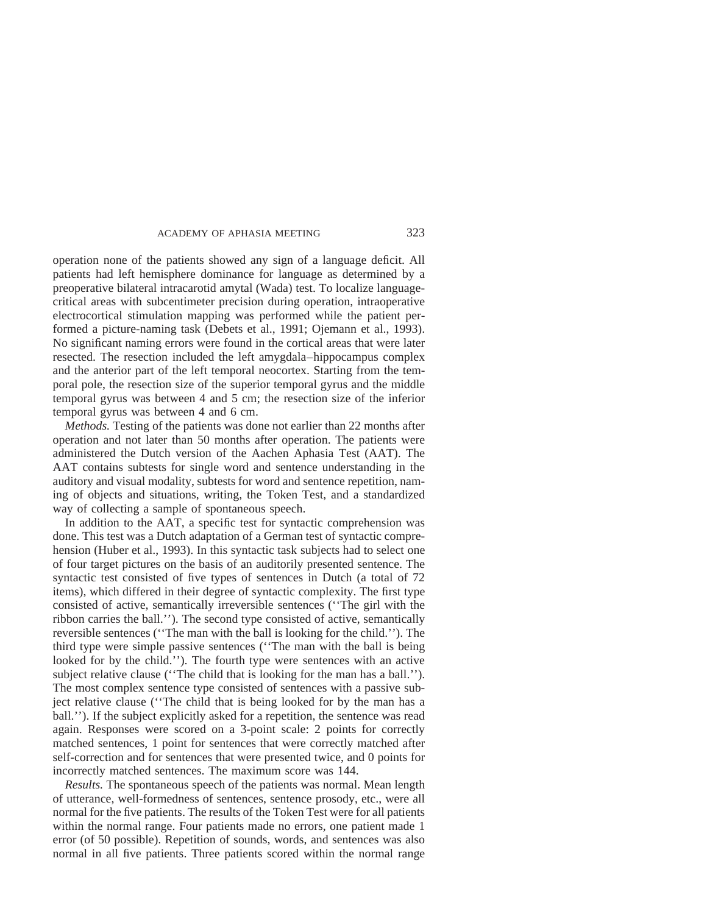operation none of the patients showed any sign of a language deficit. All patients had left hemisphere dominance for language as determined by a preoperative bilateral intracarotid amytal (Wada) test. To localize language-critical areas with subcentimeter precision during operation, intraoperative electrocortical stimulation mapping was performed while the patient performed a picture-naming task (Debets et al., 1991; Ojemann et al., 1993). No significant naming errors were found in the cortical areas that were later resected. The resection included the left amygdala–hippocampus complex and the anterior part of the left temporal neocortex. Starting from the temporal pole, the resection size of the superior temporal gyrus and the middle temporal gyrus was between 4 and 5 cm; the resection size of the inferior temporal gyrus was between 4 and 6 cm.

*Methods.* Testing of the patients was done not earlier than 22 months after operation and not later than 50 months after operation. The patients were administered the Dutch version of the Aachen Aphasia Test (AAT). The AAT contains subtests for single word and sentence understanding in the auditory and visual modality, subtests for word and sentence repetition, naming of objects and situations, writing, the Token Test, and a standardized way of collecting a sample of spontaneous speech.

In addition to the AAT, a specific test for syntactic comprehension was done. This test was a Dutch adaptation of a German test of syntactic comprehension (Huber et al., 1993). In this syntactic task subjects had to select one of four target pictures on the basis of an auditorily presented sentence. The syntactic test consisted of five types of sentences in Dutch (a total of 72 items), which differed in their degree of syntactic complexity. The first type consisted of active, semantically irreversible sentences (''The girl with the ribbon carries the ball.''). The second type consisted of active, semantically reversible sentences (''The man with the ball is looking for the child.''). The third type were simple passive sentences (''The man with the ball is being looked for by the child.''). The fourth type were sentences with an active subject relative clause (''The child that is looking for the man has a ball.''). The most complex sentence type consisted of sentences with a passive subject relative clause (''The child that is being looked for by the man has a ball.''). If the subject explicitly asked for a repetition, the sentence was read again. Responses were scored on a 3-point scale: 2 points for correctly matched sentences, 1 point for sentences that were correctly matched after self-correction and for sentences that were presented twice, and 0 points for incorrectly matched sentences. The maximum score was 144.

*Results.* The spontaneous speech of the patients was normal. Mean length of utterance, well-formedness of sentences, sentence prosody, etc., were all normal for the five patients. The results of the Token Test were for all patients within the normal range. Four patients made no errors, one patient made 1 error (of 50 possible). Repetition of sounds, words, and sentences was also normal in all five patients. Three patients scored within the normal range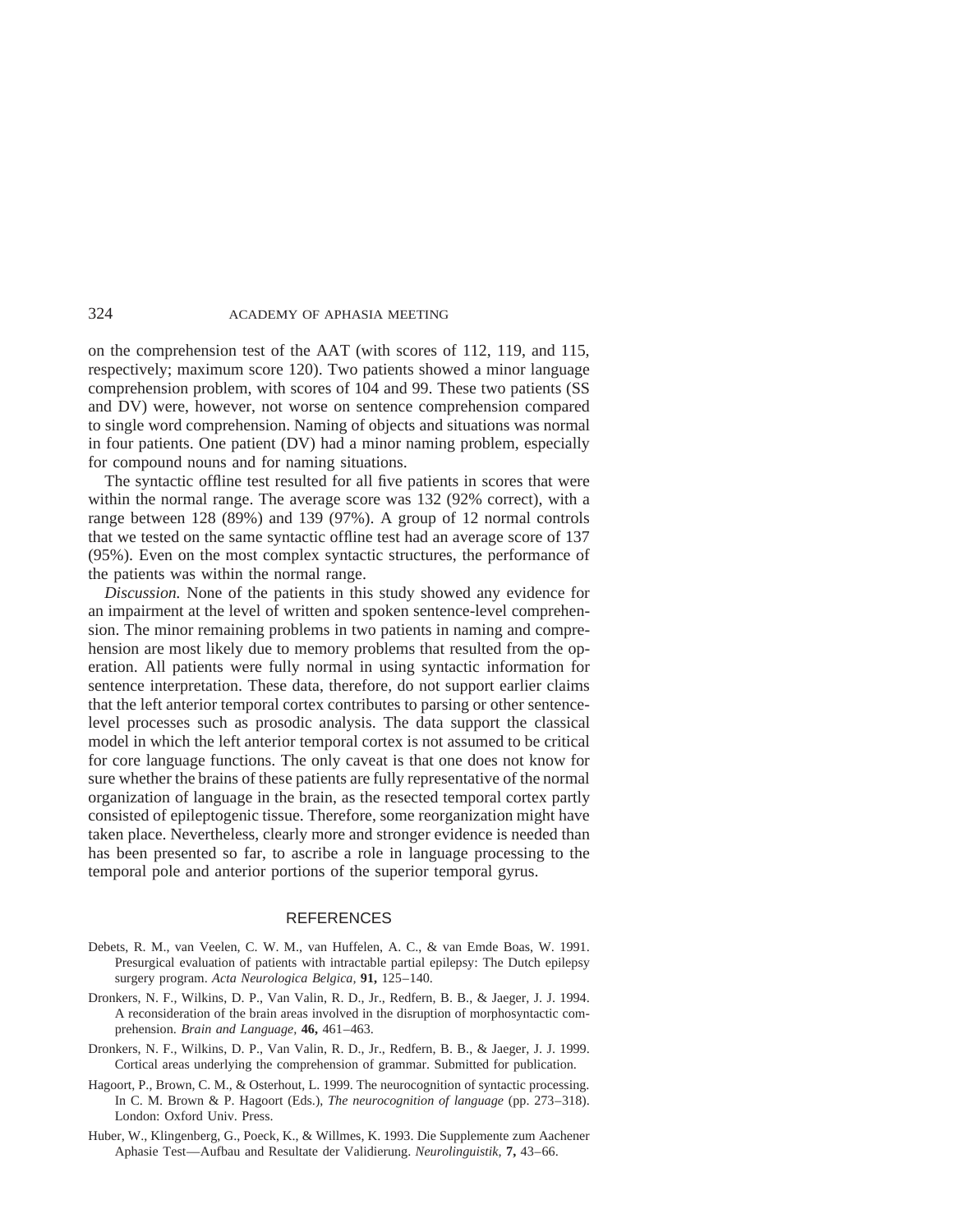on the comprehension test of the AAT (with scores of 112, 119, and 115, respectively; maximum score 120). Two patients showed a minor language comprehension problem, with scores of 104 and 99. These two patients (SS and DV) were, however, not worse on sentence comprehension compared to single word comprehension. Naming of objects and situations was normal in four patients. One patient (DV) had a minor naming problem, especially for compound nouns and for naming situations.

The syntactic offline test resulted for all five patients in scores that were within the normal range. The average score was 132 (92% correct), with a range between 128 (89%) and 139 (97%). A group of 12 normal controls that we tested on the same syntactic offline test had an average score of 137 (95%). Even on the most complex syntactic structures, the performance of the patients was within the normal range.

*Discussion.* None of the patients in this study showed any evidence for an impairment at the level of written and spoken sentence-level comprehension. The minor remaining problems in two patients in naming and comprehension are most likely due to memory problems that resulted from the operation. All patients were fully normal in using syntactic information for sentence interpretation. These data, therefore, do not support earlier claims that the left anterior temporal cortex contributes to parsing or other sentence-level processes such as prosodic analysis. The data support the classical model in which the left anterior temporal cortex is not assumed to be critical for core language functions. The only caveat is that one does not know for sure whether the brains of these patients are fully representative of the normal organization of language in the brain, as the resected temporal cortex partly consisted of epileptogenic tissue. Therefore, some reorganization might have taken place. Nevertheless, clearly more and stronger evidence is needed than has been presented so far, to ascribe a role in language processing to the temporal pole and anterior portions of the superior temporal gyrus.

## REFERENCES

Debets, R. M., van Veelen, C. W. M., van Huffelen, A. C., & van Emde Boas, W. 1991. Presurgical evaluation of patients with intractable partial epilepsy: The Dutch epilepsy surgery program. *Acta Neurologica Belgica,* **91,** 125–140.

Dronkers, N. F., Wilkins, D. P., Van Valin, R. D., Jr., Redfern, B. B., & Jaeger, J. J. 1994. A reconsideration of the brain areas involved in the disruption of morphosyntactic comprehension. *Brain and Language,* **46,** 461–463.

Dronkers, N. F., Wilkins, D. P., Van Valin, R. D., Jr., Redfern, B. B., & Jaeger, J. J. 1999. Cortical areas underlying the comprehension of grammar. Submitted for publication.

Hagoort, P., Brown, C. M., & Osterhout, L. 1999. The neurocognition of syntactic processing. In C. M. Brown & P. Hagoort (Eds.), *The neurocognition of language* (pp. 273–318). London: Oxford Univ. Press.

Huber, W., Klingenberg, G., Poeck, K., & Willmes, K. 1993. Die Supplemente zum Aachener Aphasie Test—Aufbau and Resultate der Validierung. *Neurolinguistik,* **7,** 43–66.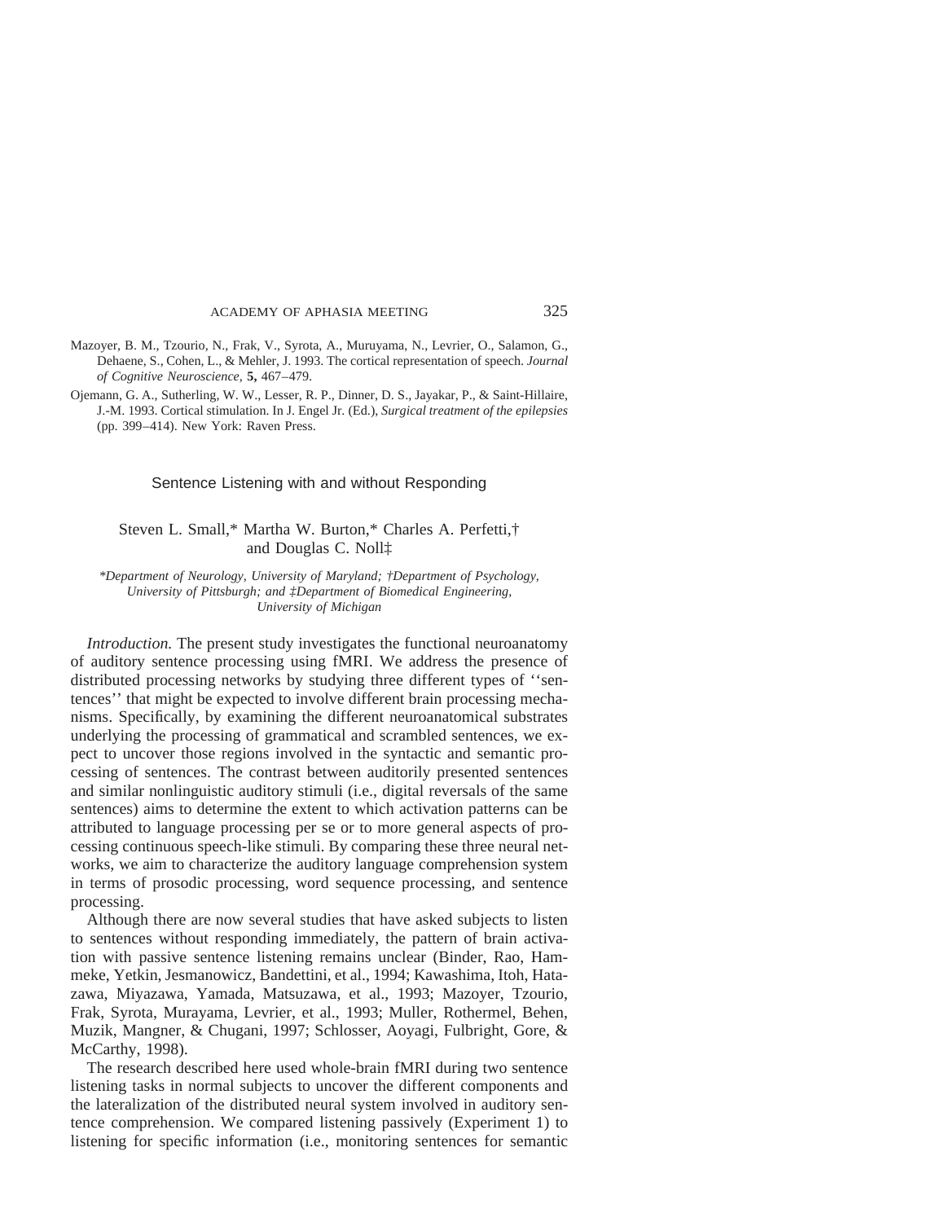Mazoyer, B. M., Tzourio, N., Frak, V., Syrota, A., Muruyama, N., Levrier, O., Salamon, G., Dehaene, S., Cohen, L., & Mehler, J. 1993. The cortical representation of speech. *Journal of Cognitive Neuroscience,* **5,** 467–479.

Ojemann, G. A., Sutherling, W. W., Lesser, R. P., Dinner, D. S., Jayakar, P., & Saint-Hillaire, J.-M. 1993. Cortical stimulation. In J. Engel Jr. (Ed.), *Surgical treatment of the epilepsies* (pp. 399–414). New York: Raven Press.

## Sentence Listening with and without Responding

Steven L. Small,* Martha W. Burton,* Charles A. Perfetti,† and Douglas C. Noll‡

*\*Department of Neurology, University of Maryland; †Department of Psychology, University of Pittsburgh; and ‡Department of Biomedical Engineering, University of Michigan*

*Introduction.* The present study investigates the functional neuroanatomy of auditory sentence processing using fMRI. We address the presence of distributed processing networks by studying three different types of ''sentences'' that might be expected to involve different brain processing mechanisms. Specifically, by examining the different neuroanatomical substrates underlying the processing of grammatical and scrambled sentences, we expect to uncover those regions involved in the syntactic and semantic processing of sentences. The contrast between auditorily presented sentences and similar nonlinguistic auditory stimuli (i.e., digital reversals of the same sentences) aims to determine the extent to which activation patterns can be attributed to language processing per se or to more general aspects of processing continuous speech-like stimuli. By comparing these three neural networks, we aim to characterize the auditory language comprehension system in terms of prosodic processing, word sequence processing, and sentence processing.

Although there are now several studies that have asked subjects to listen to sentences without responding immediately, the pattern of brain activation with passive sentence listening remains unclear (Binder, Rao, Hammeke, Yetkin, Jesmanowicz, Bandettini, et al., 1994; Kawashima, Itoh, Hatazawa, Miyazawa, Yamada, Matsuzawa, et al., 1993; Mazoyer, Tzourio, Frak, Syrota, Murayama, Levrier, et al., 1993; Muller, Rothermel, Behen, Muzik, Mangner, & Chugani, 1997; Schlosser, Aoyagi, Fulbright, Gore, & McCarthy, 1998).

The research described here used whole-brain fMRI during two sentence listening tasks in normal subjects to uncover the different components and the lateralization of the distributed neural system involved in auditory sentence comprehension. We compared listening passively (Experiment 1) to listening for specific information (i.e., monitoring sentences for semantic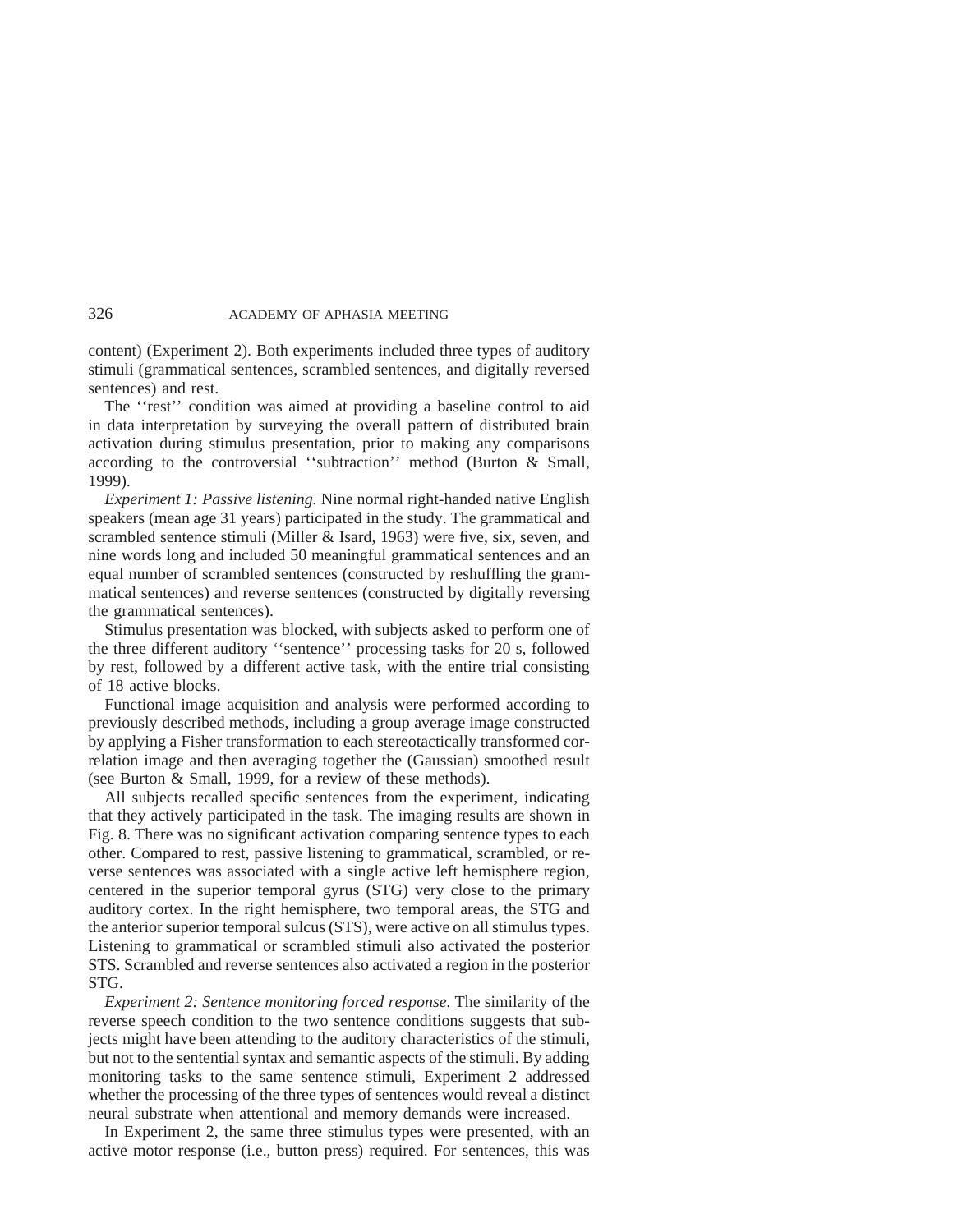content) (Experiment 2). Both experiments included three types of auditory stimuli (grammatical sentences, scrambled sentences, and digitally reversed sentences) and rest.

The ''rest'' condition was aimed at providing a baseline control to aid in data interpretation by surveying the overall pattern of distributed brain activation during stimulus presentation, prior to making any comparisons according to the controversial ''subtraction'' method (Burton & Small, 1999).

*Experiment 1: Passive listening.* Nine normal right-handed native English speakers (mean age 31 years) participated in the study. The grammatical and scrambled sentence stimuli (Miller & Isard, 1963) were five, six, seven, and nine words long and included 50 meaningful grammatical sentences and an equal number of scrambled sentences (constructed by reshuffling the grammatical sentences) and reverse sentences (constructed by digitally reversing the grammatical sentences).

Stimulus presentation was blocked, with subjects asked to perform one of the three different auditory ''sentence'' processing tasks for 20 s, followed by rest, followed by a different active task, with the entire trial consisting of 18 active blocks.

Functional image acquisition and analysis were performed according to previously described methods, including a group average image constructed by applying a Fisher transformation to each stereotactically transformed correlation image and then averaging together the (Gaussian) smoothed result (see Burton & Small, 1999, for a review of these methods).

All subjects recalled specific sentences from the experiment, indicating that they actively participated in the task. The imaging results are shown in Fig. 8. There was no significant activation comparing sentence types to each other. Compared to rest, passive listening to grammatical, scrambled, or reverse sentences was associated with a single active left hemisphere region, centered in the superior temporal gyrus (STG) very close to the primary auditory cortex. In the right hemisphere, two temporal areas, the STG and the anterior superior temporal sulcus (STS), were active on all stimulus types. Listening to grammatical or scrambled stimuli also activated the posterior STS. Scrambled and reverse sentences also activated a region in the posterior STG.

*Experiment 2: Sentence monitoring forced response.* The similarity of the reverse speech condition to the two sentence conditions suggests that subjects might have been attending to the auditory characteristics of the stimuli, but not to the sentential syntax and semantic aspects of the stimuli. By adding monitoring tasks to the same sentence stimuli, Experiment 2 addressed whether the processing of the three types of sentences would reveal a distinct neural substrate when attentional and memory demands were increased.

In Experiment 2, the same three stimulus types were presented, with an active motor response (i.e., button press) required. For sentences, this was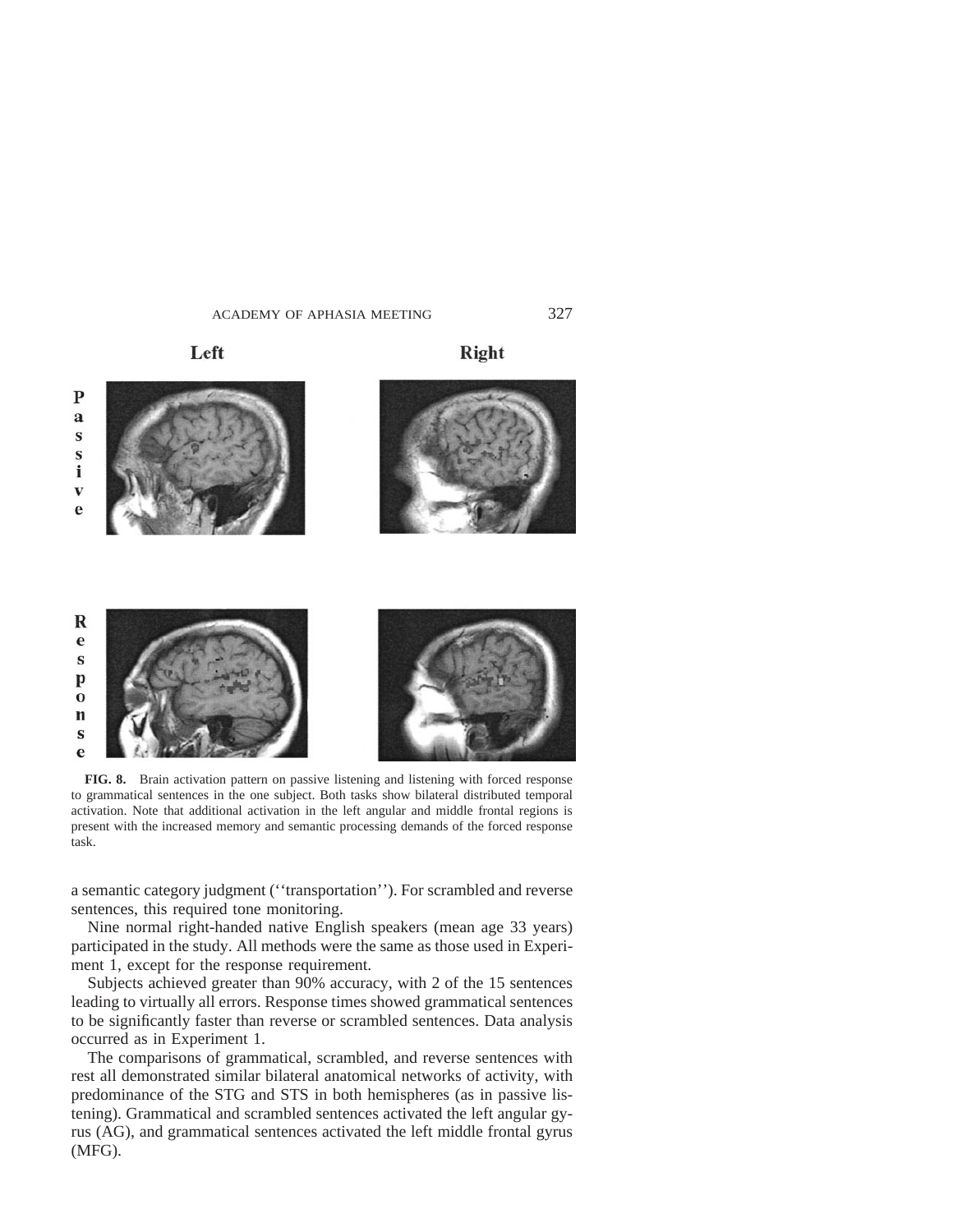**FIG. 8.** Brain activation pattern on passive listening and listening with forced response to grammatical sentences in the one subject. Both tasks show bilateral distributed temporal activation. Note that additional activation in the left angular and middle frontal regions is present with the increased memory and semantic processing demands of the forced response task.

a semantic category judgment (''transportation''). For scrambled and reverse sentences, this required tone monitoring.

Nine normal right-handed native English speakers (mean age 33 years) participated in the study. All methods were the same as those used in Experiment 1, except for the response requirement.

Subjects achieved greater than 90% accuracy, with 2 of the 15 sentences leading to virtually all errors. Response times showed grammatical sentences to be significantly faster than reverse or scrambled sentences. Data analysis occurred as in Experiment 1.

The comparisons of grammatical, scrambled, and reverse sentences with rest all demonstrated similar bilateral anatomical networks of activity, with predominance of the STG and STS in both hemispheres (as in passive listening). Grammatical and scrambled sentences activated the left angular gyrus (AG), and grammatical sentences activated the left middle frontal gyrus (MFG).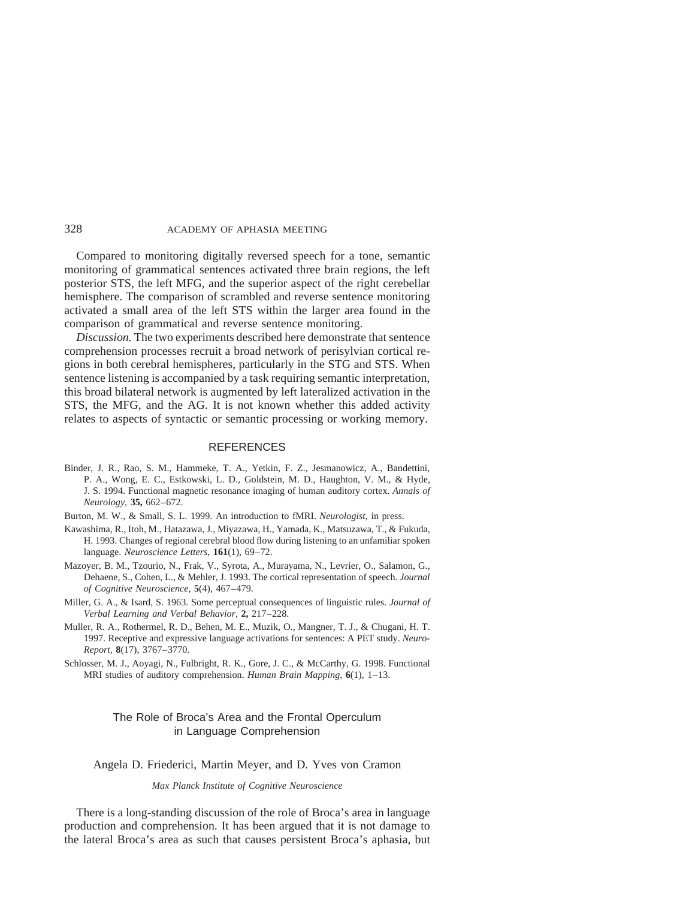Compared to monitoring digitally reversed speech for a tone, semantic monitoring of grammatical sentences activated three brain regions, the left posterior STS, the left MFG, and the superior aspect of the right cerebellar hemisphere. The comparison of scrambled and reverse sentence monitoring activated a small area of the left STS within the larger area found in the comparison of grammatical and reverse sentence monitoring.

*Discussion.* The two experiments described here demonstrate that sentence comprehension processes recruit a broad network of perisylvian cortical regions in both cerebral hemispheres, particularly in the STG and STS. When sentence listening is accompanied by a task requiring semantic interpretation, this broad bilateral network is augmented by left lateralized activation in the STS, the MFG, and the AG. It is not known whether this added activity relates to aspects of syntactic or semantic processing or working memory.

## REFERENCES

Binder, J. R., Rao, S. M., Hammeke, T. A., Yetkin, F. Z., Jesmanowicz, A., Bandettini, P. A., Wong, E. C., Estkowski, L. D., Goldstein, M. D., Haughton, V. M., & Hyde, J. S. 1994. Functional magnetic resonance imaging of human auditory cortex. *Annals of Neurology,* **35,** 662–672.

Burton, M. W., & Small, S. L. 1999. An introduction to fMRI. *Neurologist,* in press.

Kawashima, R., Itoh, M., Hatazawa, J., Miyazawa, H., Yamada, K., Matsuzawa, T., & Fukuda, H. 1993. Changes of regional cerebral blood flow during listening to an unfamiliar spoken language. *Neuroscience Letters,* **161**(1), 69–72.

Mazoyer, B. M., Tzourio, N., Frak, V., Syrota, A., Murayama, N., Levrier, O., Salamon, G., Dehaene, S., Cohen, L., & Mehler, J. 1993. The cortical representation of speech. *Journal of Cognitive Neuroscience,* **5**(4), 467–479.

Miller, G. A., & Isard, S. 1963. Some perceptual consequences of linguistic rules. *Journal of Verbal Learning and Verbal Behavior,* **2,** 217–228.

Muller, R. A., Rothermel, R. D., Behen, M. E., Muzik, O., Mangner, T. J., & Chugani, H. T. 1997. Receptive and expressive language activations for sentences: A PET study. *Neuro-Report,* **8**(17), 3767–3770.

Schlosser, M. J., Aoyagi, N., Fulbright, R. K., Gore, J. C., & McCarthy, G. 1998. Functional MRI studies of auditory comprehension. *Human Brain Mapping,* **6**(1), 1–13.

## The Role of Broca's Area and the Frontal Operculum in Language Comprehension

Angela D. Friederici, Martin Meyer, and D. Yves von Cramon

*Max Planck Institute of Cognitive Neuroscience*

There is a long-standing discussion of the role of Broca's area in language production and comprehension. It has been argued that it is not damage to the lateral Broca's area as such that causes persistent Broca's aphasia, but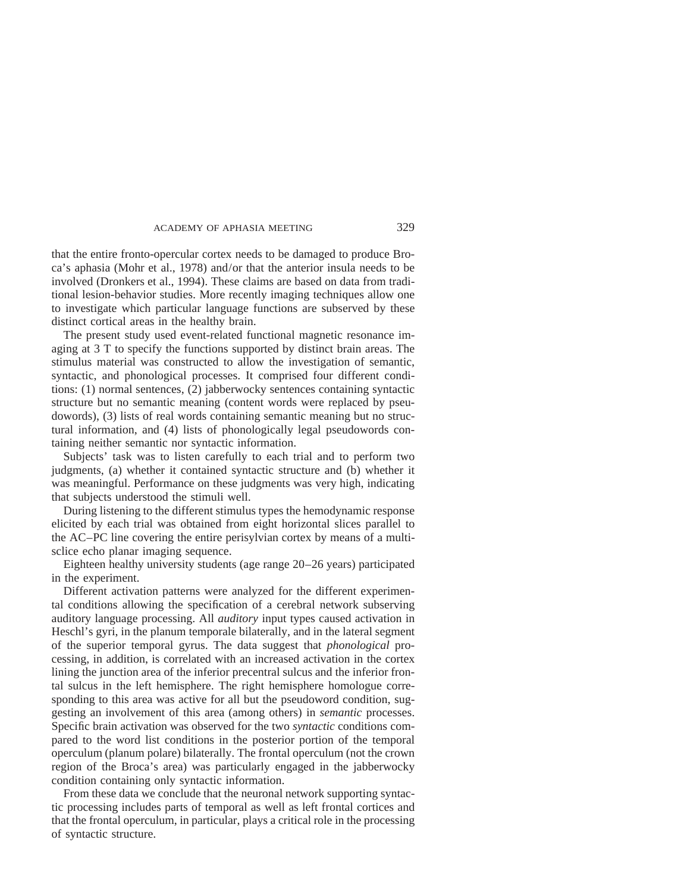that the entire fronto-opercular cortex needs to be damaged to produce Broca's aphasia (Mohr et al., 1978) and/or that the anterior insula needs to be involved (Dronkers et al., 1994). These claims are based on data from traditional lesion-behavior studies. More recently imaging techniques allow one to investigate which particular language functions are subserved by these distinct cortical areas in the healthy brain.

The present study used event-related functional magnetic resonance imaging at 3 T to specify the functions supported by distinct brain areas. The stimulus material was constructed to allow the investigation of semantic, syntactic, and phonological processes. It comprised four different conditions: (1) normal sentences, (2) jabberwocky sentences containing syntactic structure but no semantic meaning (content words were replaced by pseudowords), (3) lists of real words containing semantic meaning but no structural information, and (4) lists of phonologically legal pseudowords containing neither semantic nor syntactic information.

Subjects' task was to listen carefully to each trial and to perform two judgments, (a) whether it contained syntactic structure and (b) whether it was meaningful. Performance on these judgments was very high, indicating that subjects understood the stimuli well.

During listening to the different stimulus types the hemodynamic response elicited by each trial was obtained from eight horizontal slices parallel to the AC–PC line covering the entire perisylvian cortex by means of a multisclice echo planar imaging sequence.

Eighteen healthy university students (age range 20–26 years) participated in the experiment.

Different activation patterns were analyzed for the different experimental conditions allowing the specification of a cerebral network subserving auditory language processing. All *auditory* input types caused activation in Heschl's gyri, in the planum temporale bilaterally, and in the lateral segment of the superior temporal gyrus. The data suggest that *phonological* processing, in addition, is correlated with an increased activation in the cortex lining the junction area of the inferior precentral sulcus and the inferior frontal sulcus in the left hemisphere. The right hemisphere homologue corresponding to this area was active for all but the pseudoword condition, suggesting an involvement of this area (among others) in *semantic* processes. Specific brain activation was observed for the two *syntactic* conditions compared to the word list conditions in the posterior portion of the temporal operculum (planum polare) bilaterally. The frontal operculum (not the crown region of the Broca's area) was particularly engaged in the jabberwocky condition containing only syntactic information.

From these data we conclude that the neuronal network supporting syntactic processing includes parts of temporal as well as left frontal cortices and that the frontal operculum, in particular, plays a critical role in the processing of syntactic structure.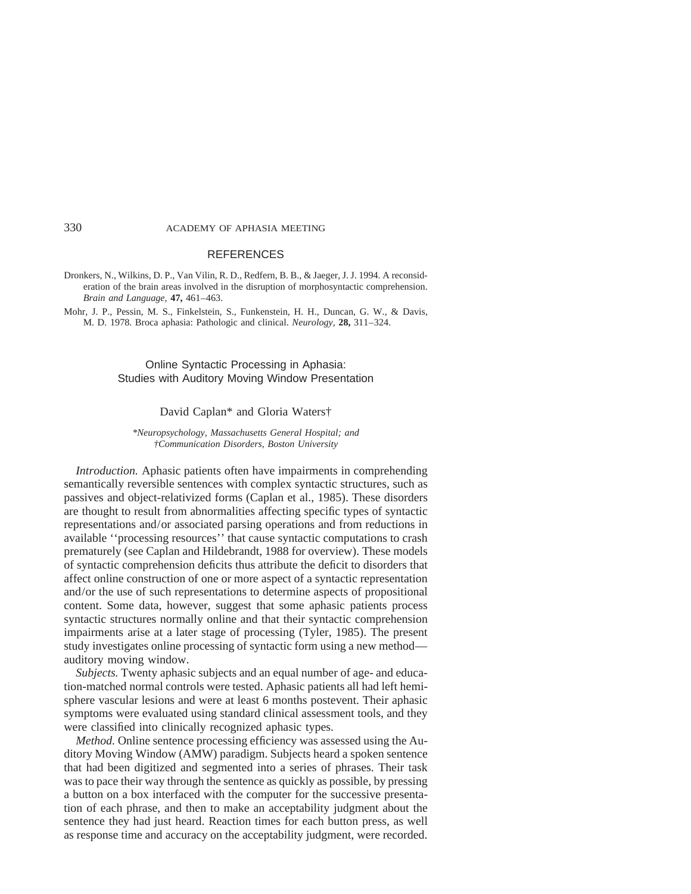## REFERENCES

Dronkers, N., Wilkins, D. P., Van Vilin, R. D., Redfern, B. B., & Jaeger, J. J. 1994. A reconsideration of the brain areas involved in the disruption of morphosyntactic comprehension. *Brain and Language,* **47,** 461–463.

Mohr, J. P., Pessin, M. S., Finkelstein, S., Funkenstein, H. H., Duncan, G. W., & Davis, M. D. 1978. Broca aphasia: Pathologic and clinical. *Neurology,* **28,** 311–324.

## Online Syntactic Processing in Aphasia: Studies with Auditory Moving Window Presentation

David Caplan* and Gloria Waters†

*\*Neuropsychology, Massachusetts General Hospital; and †Communication Disorders, Boston University*

*Introduction.* Aphasic patients often have impairments in comprehending semantically reversible sentences with complex syntactic structures, such as passives and object-relativized forms (Caplan et al., 1985). These disorders are thought to result from abnormalities affecting specific types of syntactic representations and/or associated parsing operations and from reductions in available ''processing resources'' that cause syntactic computations to crash prematurely (see Caplan and Hildebrandt, 1988 for overview). These models of syntactic comprehension deficits thus attribute the deficit to disorders that affect online construction of one or more aspect of a syntactic representation and/or the use of such representations to determine aspects of propositional content. Some data, however, suggest that some aphasic patients process syntactic structures normally online and that their syntactic comprehension impairments arise at a later stage of processing (Tyler, 1985). The present study investigates online processing of syntactic form using a new method—auditory moving window.

*Subjects.* Twenty aphasic subjects and an equal number of age- and education-matched normal controls were tested. Aphasic patients all had left hemisphere vascular lesions and were at least 6 months postevent. Their aphasic symptoms were evaluated using standard clinical assessment tools, and they were classified into clinically recognized aphasic types.

*Method.* Online sentence processing efficiency was assessed using the Auditory Moving Window (AMW) paradigm. Subjects heard a spoken sentence that had been digitized and segmented into a series of phrases. Their task was to pace their way through the sentence as quickly as possible, by pressing a button on a box interfaced with the computer for the successive presentation of each phrase, and then to make an acceptability judgment about the sentence they had just heard. Reaction times for each button press, as well as response time and accuracy on the acceptability judgment, were recorded.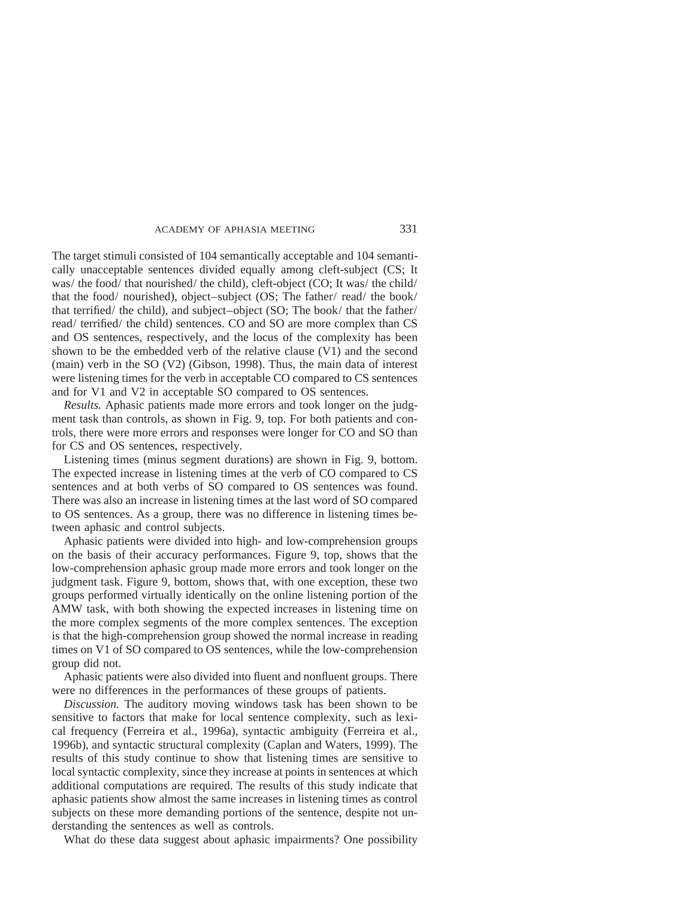The target stimuli consisted of 104 semantically acceptable and 104 semantically unacceptable sentences divided equally among cleft-subject (CS; It was/ the food/ that nourished/ the child), cleft-object (CO; It was/ the child/ that the food/ nourished), object–subject (OS; The father/ read/ the book/ that terrified/ the child), and subject–object (SO; The book/ that the father/ read/ terrified/ the child) sentences. CO and SO are more complex than CS and OS sentences, respectively, and the locus of the complexity has been shown to be the embedded verb of the relative clause (V1) and the second (main) verb in the SO (V2) (Gibson, 1998). Thus, the main data of interest were listening times for the verb in acceptable CO compared to CS sentences and for V1 and V2 in acceptable SO compared to OS sentences.

*Results.* Aphasic patients made more errors and took longer on the judgment task than controls, as shown in Fig. 9, top. For both patients and controls, there were more errors and responses were longer for CO and SO than for CS and OS sentences, respectively.

Listening times (minus segment durations) are shown in Fig. 9, bottom. The expected increase in listening times at the verb of CO compared to CS sentences and at both verbs of SO compared to OS sentences was found. There was also an increase in listening times at the last word of SO compared to OS sentences. As a group, there was no difference in listening times between aphasic and control subjects.

Aphasic patients were divided into high- and low-comprehension groups on the basis of their accuracy performances. Figure 9, top, shows that the low-comprehension aphasic group made more errors and took longer on the judgment task. Figure 9, bottom, shows that, with one exception, these two groups performed virtually identically on the online listening portion of the AMW task, with both showing the expected increases in listening time on the more complex segments of the more complex sentences. The exception is that the high-comprehension group showed the normal increase in reading times on V1 of SO compared to OS sentences, while the low-comprehension group did not.

Aphasic patients were also divided into fluent and nonfluent groups. There were no differences in the performances of these groups of patients.

*Discussion.* The auditory moving windows task has been shown to be sensitive to factors that make for local sentence complexity, such as lexical frequency (Ferreira et al., 1996a), syntactic ambiguity (Ferreira et al., 1996b), and syntactic structural complexity (Caplan and Waters, 1999). The results of this study continue to show that listening times are sensitive to local syntactic complexity, since they increase at points in sentences at which additional computations are required. The results of this study indicate that aphasic patients show almost the same increases in listening times as control subjects on these more demanding portions of the sentence, despite not understanding the sentences as well as controls.

What do these data suggest about aphasic impairments? One possibility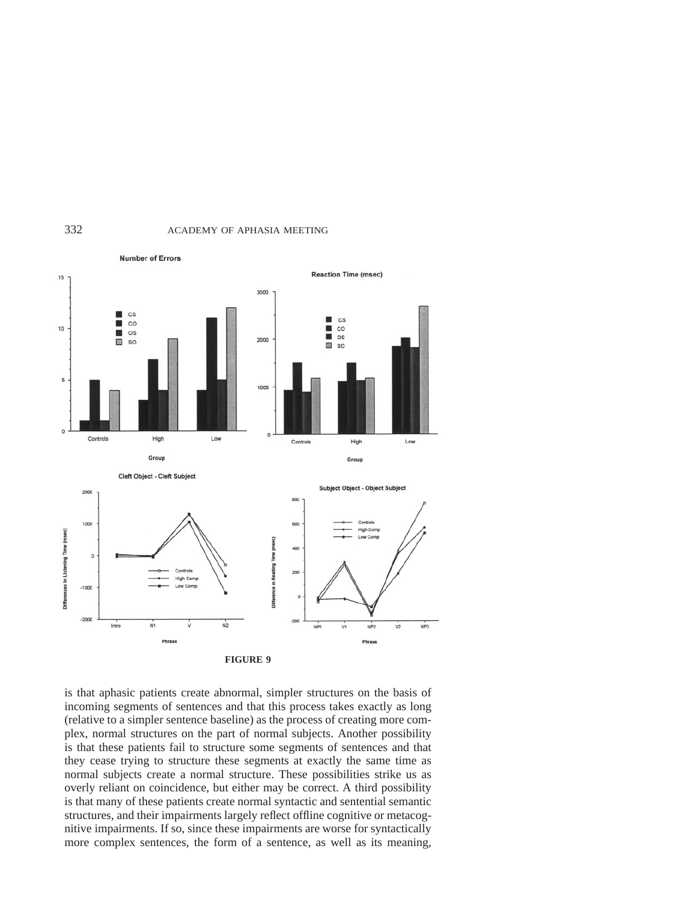**FIGURE 9**

is that aphasic patients create abnormal, simpler structures on the basis of incoming segments of sentences and that this process takes exactly as long (relative to a simpler sentence baseline) as the process of creating more complex, normal structures on the part of normal subjects. Another possibility is that these patients fail to structure some segments of sentences and that they cease trying to structure these segments at exactly the same time as normal subjects create a normal structure. These possibilities strike us as overly reliant on coincidence, but either may be correct. A third possibility is that many of these patients create normal syntactic and sentential semantic structures, and their impairments largely reflect offline cognitive or metacognitive impairments. If so, since these impairments are worse for syntactically more complex sentences, the form of a sentence, as well as its meaning,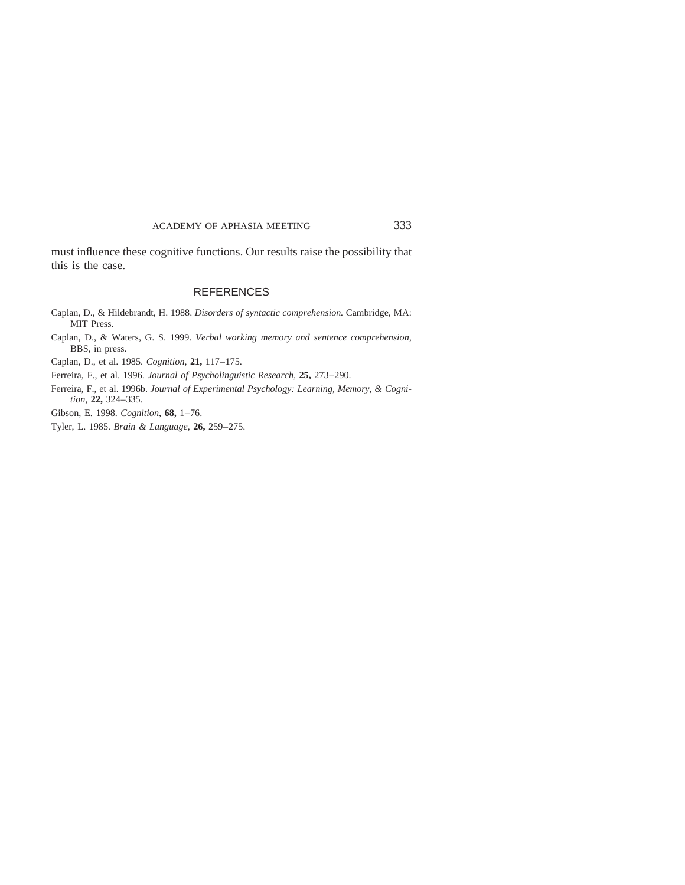must influence these cognitive functions. Our results raise the possibility that this is the case.

## REFERENCES

Caplan, D., & Hildebrandt, H. 1988. *Disorders of syntactic comprehension.* Cambridge, MA: MIT Press.

Caplan, D., & Waters, G. S. 1999. *Verbal working memory and sentence comprehension,* BBS, in press.

Caplan, D., et al. 1985. *Cognition,* **21,** 117–175.

Ferreira, F., et al. 1996. *Journal of Psycholinguistic Research,* **25,** 273–290.

Ferreira, F., et al. 1996b. *Journal of Experimental Psychology: Learning, Memory, & Cognition,* **22,** 324–335.

Gibson, E. 1998. *Cognition,* **68,** 1–76.

Tyler, L. 1985. *Brain & Language,* **26,** 259–275.